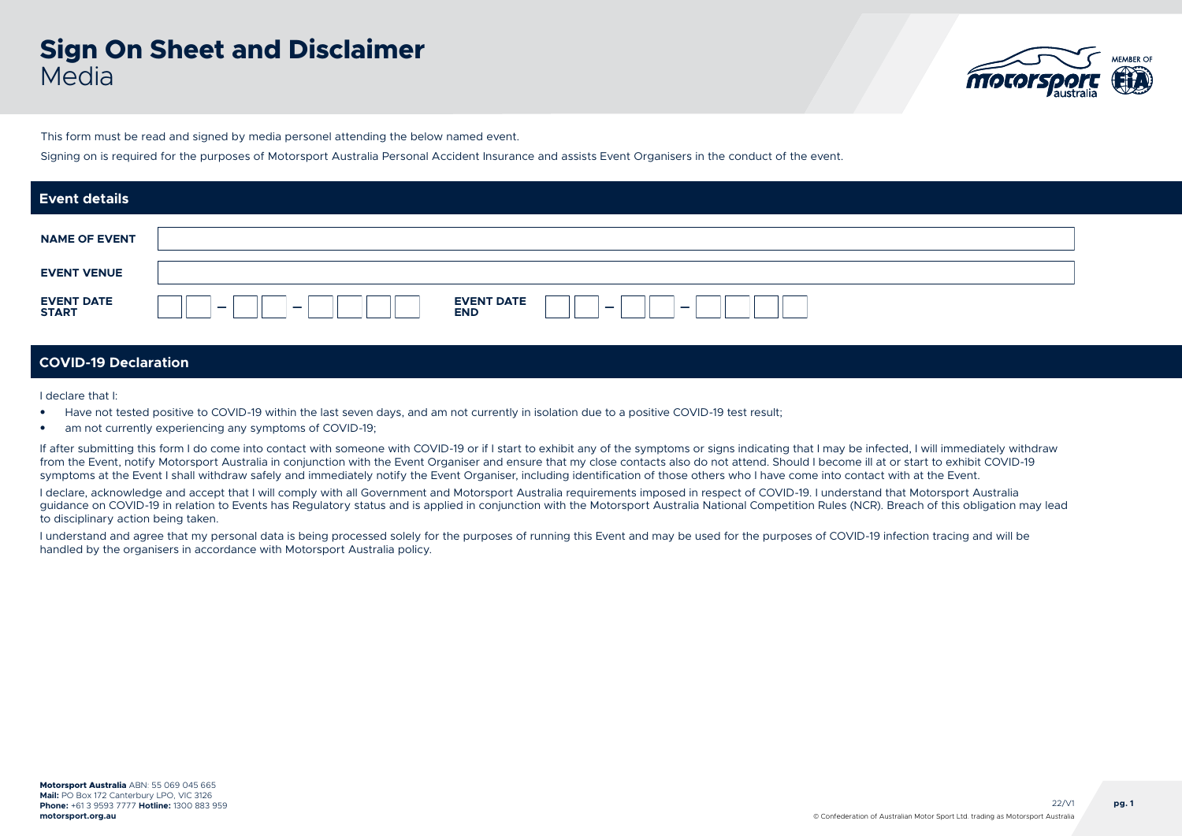# Sign On Sheet and Disclaimer
## Media

This form must be read and signed by media personel attending the below named event.

Signing on is required for the purposes of Motorsport Australia Personal Accident Insurance and assists Event Organisers in the conduct of the event.

## Event details

| | |
|---|---|
| **NAME OF EVENT** | |
| **EVENT VENUE** | |
| **EVENT DATE START** | _ _ – _ _ – _ _ _ _ |
| **EVENT DATE END** | _ _ – _ _ – _ _ _ _ |

## COVID-19 Declaration

I declare that I:

- Have not tested positive to COVID-19 within the last seven days, and am not currently in isolation due to a positive COVID-19 test result;
- am not currently experiencing any symptoms of COVID-19;

If after submitting this form I do come into contact with someone with COVID-19 or if I start to exhibit any of the symptoms or signs indicating that I may be infected, I will immediately withdraw from the Event, notify Motorsport Australia in conjunction with the Event Organiser and ensure that my close contacts also do not attend. Should I become ill at or start to exhibit COVID-19 symptoms at the Event I shall withdraw safely and immediately notify the Event Organiser, including identification of those others who I have come into contact with at the Event.

I declare, acknowledge and accept that I will comply with all Government and Motorsport Australia requirements imposed in respect of COVID-19. I understand that Motorsport Australia guidance on COVID-19 in relation to Events has Regulatory status and is applied in conjunction with the Motorsport Australia National Competition Rules (NCR). Breach of this obligation may lead to disciplinary action being taken.

I understand and agree that my personal data is being processed solely for the purposes of running this Event and may be used for the purposes of COVID-19 infection tracing and will be handled by the organisers in accordance with Motorsport Australia policy.

**Motorsport Australia** ABN: 55 069 045 665
**Mail:** PO Box 172 Canterbury LPO, VIC 3126
**Phone:** +61 3 9593 7777 **Hotline:** 1300 883 959
**motorsport.org.au**

22/V1

© Confederation of Australian Motor Sport Ltd. trading as Motorsport Australia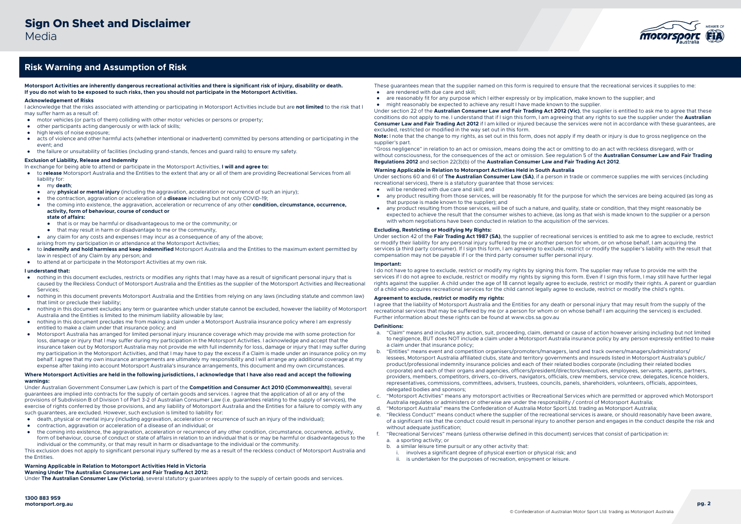# Sign On Sheet and Disclaimer

Media

## Risk Warning and Assumption of Risk

**Motorsport Activities are inherently dangerous recreational activities and there is significant risk of injury, disability or death. If you do not wish to be exposed to such risks, then you should not participate in the Motorsport Activities.**

### Acknowledgement of Risks

I acknowledge that the risks associated with attending or participating in Motorsport Activities include but are **not limited** to the risk that I may suffer harm as a result of:

- motor vehicles (or parts of them) colliding with other motor vehicles or persons or property;
- other participants acting dangerously or with lack of skills;
- high levels of noise exposure;
- acts of violence and other harmful acts (whether intentional or inadvertent) committed by persons attending or participating in the event; and
- the failure or unsuitability of facilities (including grand-stands, fences and guard rails) to ensure my safety.

### Exclusion of Liability, Release and Indemnity

In exchange for being able to attend or participate in the Motorsport Activities, **I will and agree to:**

- to **release** Motorsport Australia and the Entities to the extent that any or all of them are providing Recreational Services from all liability for:
  - my **death**;
  - any **physical or mental injury** (including the aggravation, acceleration or recurrence of such an injury);
  - the contraction, aggravation or acceleration of a **disease** including but not only COVID-19;
  - the coming into existence, the aggravation, acceleration or recurrence of any other **condition, circumstance, occurrence, activity, form of behaviour, course of conduct or state of affairs:**
    - that is or may be harmful or disadvantageous to me or the community; or
    - that may result in harm or disadvantage to me or the community,
  - any claim for any costs and expenses I may incur as a consequence of any of the above;

  arising from my participation in or attendance at the Motorsport Activities;
- to **indemnify and hold harmless and keep indemnified** Motorsport Australia and the Entities to the maximum extent permitted by law in respect of any Claim by any person; and
- to attend at or participate in the Motorsport Activities at my own risk.

### I understand that:

- nothing in this document excludes, restricts or modifies any rights that I may have as a result of significant personal injury that is caused by the Reckless Conduct of Motorsport Australia and the Entities as the supplier of the Motorsport Activities and Recreational Services;
- nothing in this document prevents Motorsport Australia and the Entities from relying on any laws (including statute and common law) that limit or preclude their liability;
- nothing in this document excludes any term or guarantee which under statute cannot be excluded, however the liability of Motorsport Australia and the Entities is limited to the minimum liability allowable by law;
- nothing in this document precludes me from making a claim under a Motorsport Australia insurance policy where I am expressly entitled to make a claim under that insurance policy; and
- Motorsport Australia has arranged for limited personal injury insurance coverage which may provide me with some protection for loss, damage or injury that I may suffer during my participation in the Motorsport Activities. I acknowledge and accept that the insurance taken out by Motorsport Australia may not provide me with full indemnity for loss, damage or injury that I may suffer during my participation in the Motorsport Activities, and that I may have to pay the excess if a Claim is made under an insurance policy on my behalf. I agree that my own insurance arrangements are ultimately my responsibility and I will arrange any additional coverage at my expense after taking into account Motorsport Australia's insurance arrangements, this document and my own circumstances.

### Where Motorsport Activities are held in the following jurisdictions, I acknowledge that I have also read and accept the following warnings:

Under Australian Government Consumer Law (which is part of the **Competition and Consumer Act 2010 (Commonwealth)**), several guarantees are implied into contracts for the supply of certain goods and services. I agree that the application of all or any of the provisions of Subdivision B of Division 1 of Part 3-2 of Australian Consumer Law (i.e. guarantees relating to the supply of services), the exercise of rights conferred by those provisions, and any liability of Motorsport Australia and the Entities for a failure to comply with any such guarantees, are excluded. However, such exclusion is limited to liability for:

- death, physical or mental injury (including aggravation, acceleration or recurrence of such an injury of the individual);
- contraction, aggravation or acceleration of a disease of an individual; or
- the coming into existence, the aggravation, acceleration or recurrence of any other condition, circumstance, occurrence, activity, form of behaviour, course of conduct or state of affairs in relation to an individual that is or may be harmful or disadvantageous to the individual or the community, or that may result in harm or disadvantage to the individual or the community.

This exclusion does not apply to significant personal injury suffered by me as a result of the reckless conduct of Motorsport Australia and the Entities.

### Warning Applicable in Relation to Motorsport Activities Held in Victoria

**Warning Under The Australian Consumer Law and Fair Trading Act 2012:**

Under **The Australian Consumer Law (Victoria)**, several statutory guarantees apply to the supply of certain goods and services.

These guarantees mean that the supplier named on this form is required to ensure that the recreational services it supplies to me:

- are rendered with due care and skill;
- are reasonably fit for any purpose which I either expressly or by implication, make known to the supplier; and
- might reasonably be expected to achieve any result I have made known to the supplier.

Under section 22 of the **Australian Consumer Law and Fair Trading Act 2012 (Vic)**, the supplier is entitled to ask me to agree that these conditions do not apply to me. I understand that if I sign this form, I am agreeing that any rights to sue the supplier under the **Australian Consumer Law and Fair Trading Act 2012** if I am killed or injured because the services were not in accordance with these guarantees, are excluded, restricted or modified in the way set out in this form.

**Note:** I note that the change to my rights, as set out in this form, does not apply if my death or injury is due to gross negligence on the supplier's part.

"Gross negligence" in relation to an act or omission, means doing the act or omitting to do an act with reckless disregard, with or without consciousness, for the consequences of the act or omission. See regulation 5 of the **Australian Consumer Law and Fair Trading Regulations 2012** and section 22(3)(b) of the **Australian Consumer Law and Fair Trading Act 2012**.

### Warning Applicable in Relation to Motorsport Activities Held in South Australia

Under sections 60 and 61 of **The Australian Consumer Law (SA)**, if a person in trade or commerce supplies me with services (including recreational services), there is a statutory guarantee that those services:

- will be rendered with due care and skill; and
- any product resulting from those services, will be reasonably fit for the purpose for which the services are being acquired (as long as that purpose is made known to the supplier); and
- any product resulting from those services, will be of such a nature, and quality, state or condition, that they might reasonably be expected to achieve the result that the consumer wishes to achieve, (as long as that wish is made known to the supplier or a person with whom negotiations have been conducted in relation to the acquisition of the services.

### Excluding, Restricting or Modifying My Rights:

Under section 42 of the **Fair Trading Act 1987 (SA)**, the supplier of recreational services is entitled to ask me to agree to exclude, restrict or modify their liability for any personal injury suffered by me or another person for whom, or on whose behalf, I am acquiring the services (a third party consumer). If I sign this form, I am agreeing to exclude, restrict or modify the supplier's liability with the result that compensation may not be payable if I or the third party consumer suffer personal injury.

### Important:

I do not have to agree to exclude, restrict or modify my rights by signing this form. The supplier may refuse to provide me with the services if I do not agree to exclude, restrict or modify my rights by signing this form. Even if I sign this form, I may still have further legal rights against the supplier. A child under the age of 18 cannot legally agree to exclude, restrict or modify their rights. A parent or guardian of a child who acquires recreational services for the child cannot legally agree to exclude, restrict or modify the child's rights.

### Agreement to exclude, restrict or modify my rights:

I agree that the liability of Motorsport Australia and the Entities for any death or personal injury that may result from the supply of the recreational services that may be suffered by me (or a person for whom or on whose behalf I am acquiring the services) is excluded. Further information about these rights can be found at www.cbs.sa.gov.au

### Definitions:

a. "Claim" means and includes any action, suit, proceeding, claim, demand or cause of action however arising including but not limited to negligence, BUT does NOT include a claim under a Motorsport Australia insurance policy by any person expressly entitled to make a claim under that insurance policy;

b. "Entities" means event and competition organisers/promoters/managers, land and track owners/managers/administrators/ lessees, Motorsport Australia affiliated clubs, state and territory governments and insureds listed in Motorsport Australia's public/ product/professional indemnity insurance policies and each of their related bodies corporate (including their related bodies corporate) and each of their organs and agencies, officers/president/directors/executives, employees, servants, agents, partners, providers, members, competitors, drivers, co-drivers, navigators, officials, crew members, service crew, delegates, licence holders, representatives, commissions, committees, advisers, trustees, councils, panels, shareholders, volunteers, officials, appointees, delegated bodies and sponsors;

c. "Motorsport Activities" means any motorsport activities or Recreational Services which are permitted or approved which Motorsport Australia regulates or administers or otherwise are under the responsibility / control of Motorsport Australia;

d. "Motorsport Australia" means the Confederation of Australia Motor Sport Ltd. trading as Motorsport Australia;

e. "Reckless Conduct" means conduct where the supplier of the recreational services is aware, or should reasonably have been aware, of a significant risk that the conduct could result in personal injury to another person and engages in the conduct despite the risk and without adequate justification;

f. "Recreational Services" means (unless otherwise defined in this document) services that consist of participation in:
   a. a sporting activity; or
   b. a similar leisure time pursuit or any other activity that:
      i. involves a significant degree of physical exertion or physical risk; and
      ii. is undertaken for the purposes of recreation, enjoyment or leisure.

1300 883 959
motorsport.org.au

© Confederation of Australian Motor Sport Ltd. trading as Motorsport Australia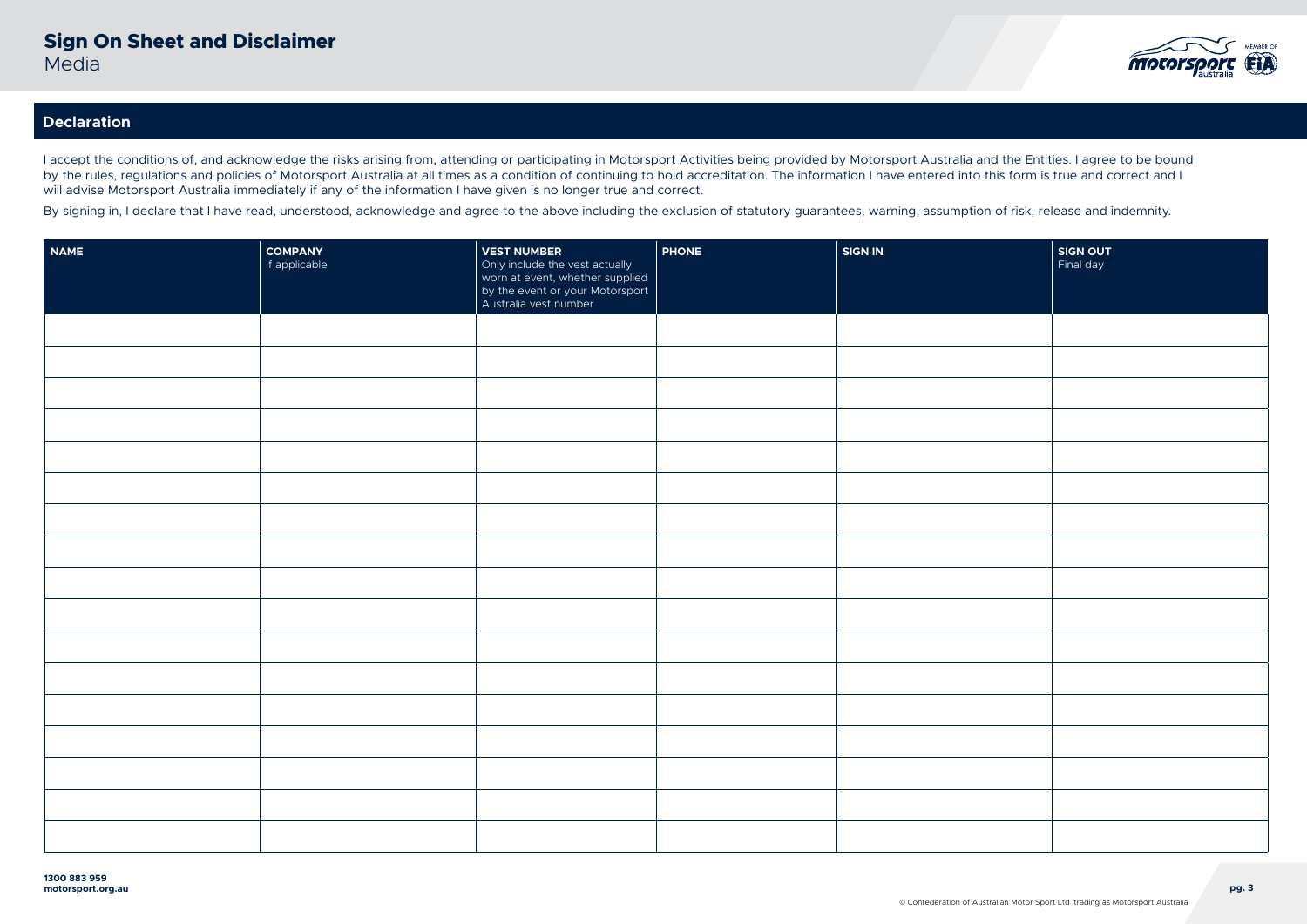# Sign On Sheet and Disclaimer

Media

## Declaration

I accept the conditions of, and acknowledge the risks arising from, attending or participating in Motorsport Activities being provided by Motorsport Australia and the Entities. I agree to be bound by the rules, regulations and policies of Motorsport Australia at all times as a condition of continuing to hold accreditation. The information I have entered into this form is true and correct and I will advise Motorsport Australia immediately if any of the information I have given is no longer true and correct.

By signing in, I declare that I have read, understood, acknowledge and agree to the above including the exclusion of statutory guarantees, warning, assumption of risk, release and indemnity.

| **NAME** | **COMPANY** If applicable | **VEST NUMBER** Only include the vest actually worn at event, whether supplied by the event or your Motorsport Australia vest number | **PHONE** | **SIGN IN** | **SIGN OUT** Final day |
|---|---|---|---|---|---|
| | | | | | |
| | | | | | |
| | | | | | |
| | | | | | |
| | | | | | |
| | | | | | |
| | | | | | |
| | | | | | |
| | | | | | |
| | | | | | |
| | | | | | |
| | | | | | |
| | | | | | |
| | | | | | |
| | | | | | |
| | | | | | |
| | | | | | |

**1300 883 959**
**motorsport.org.au**

© Confederation of Australian Motor Sport Ltd. trading as Motorsport Australia